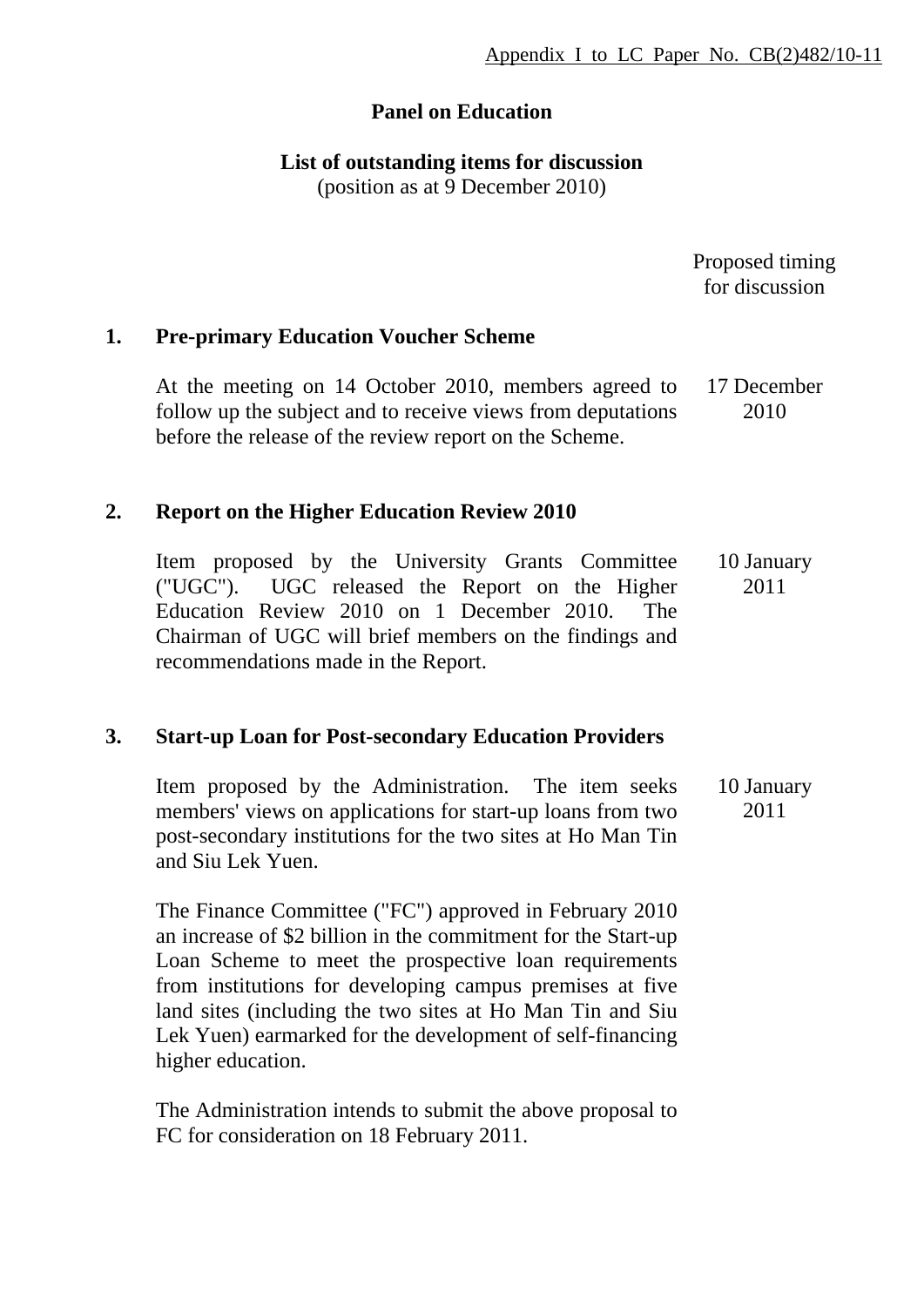Appendix I to LC Paper No. CB(2)482/10-11

**Panel on Education**

**List of outstanding items for discussion**
(position as at 9 December 2010)

| | | Proposed timing for discussion |
|---|---|---|
| **1.** | **Pre-primary Education Voucher Scheme** | |
| | At the meeting on 14 October 2010, members agreed to follow up the subject and to receive views from deputations before the release of the review report on the Scheme. | 17 December 2010 |
| **2.** | **Report on the Higher Education Review 2010** | |
| | Item proposed by the University Grants Committee ("UGC"). UGC released the Report on the Higher Education Review 2010 on 1 December 2010. The Chairman of UGC will brief members on the findings and recommendations made in the Report. | 10 January 2011 |
| **3.** | **Start-up Loan for Post-secondary Education Providers** | |
| | Item proposed by the Administration. The item seeks members' views on applications for start-up loans from two post-secondary institutions for the two sites at Ho Man Tin and Siu Lek Yuen.<br><br>The Finance Committee ("FC") approved in February 2010 an increase of $2 billion in the commitment for the Start-up Loan Scheme to meet the prospective loan requirements from institutions for developing campus premises at five land sites (including the two sites at Ho Man Tin and Siu Lek Yuen) earmarked for the development of self-financing higher education.<br><br>The Administration intends to submit the above proposal to FC for consideration on 18 February 2011. | 10 January 2011 |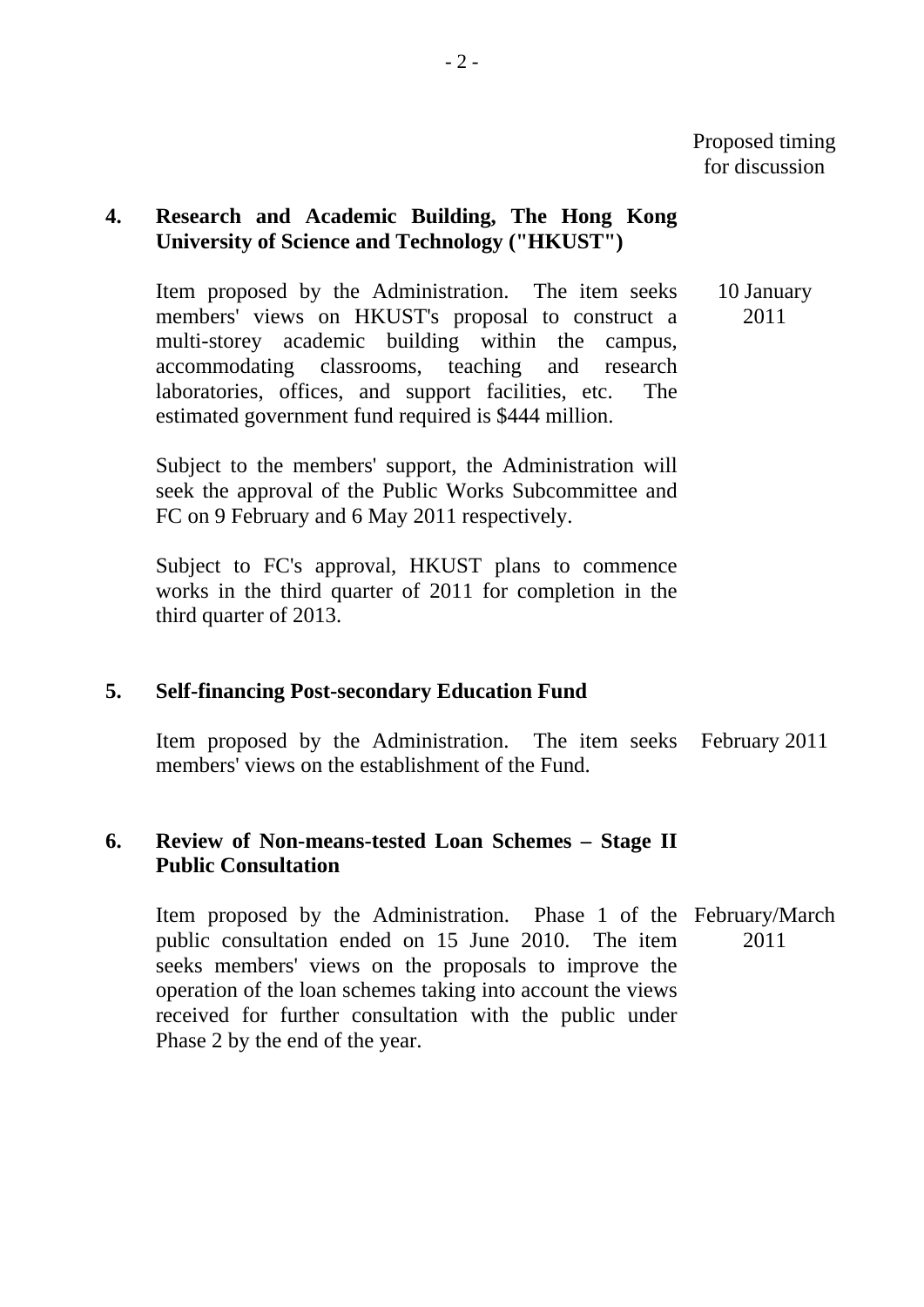| | | Proposed timing for discussion |
|---|---|---|
| **4.** | **Research and Academic Building, The Hong Kong University of Science and Technology ("HKUST")** | |
| | Item proposed by the Administration. The item seeks members' views on HKUST's proposal to construct a multi-storey academic building within the campus, accommodating classrooms, teaching and research laboratories, offices, and support facilities, etc. The estimated government fund required is $444 million. | 10 January 2011 |
| | Subject to the members' support, the Administration will seek the approval of the Public Works Subcommittee and FC on 9 February and 6 May 2011 respectively. | |
| | Subject to FC's approval, HKUST plans to commence works in the third quarter of 2011 for completion in the third quarter of 2013. | |
| **5.** | **Self-financing Post-secondary Education Fund** | |
| | Item proposed by the Administration. The item seeks members' views on the establishment of the Fund. | February 2011 |
| **6.** | **Review of Non-means-tested Loan Schemes – Stage II Public Consultation** | |
| | Item proposed by the Administration. Phase 1 of the public consultation ended on 15 June 2010. The item seeks members' views on the proposals to improve the operation of the loan schemes taking into account the views received for further consultation with the public under Phase 2 by the end of the year. | February/March 2011 |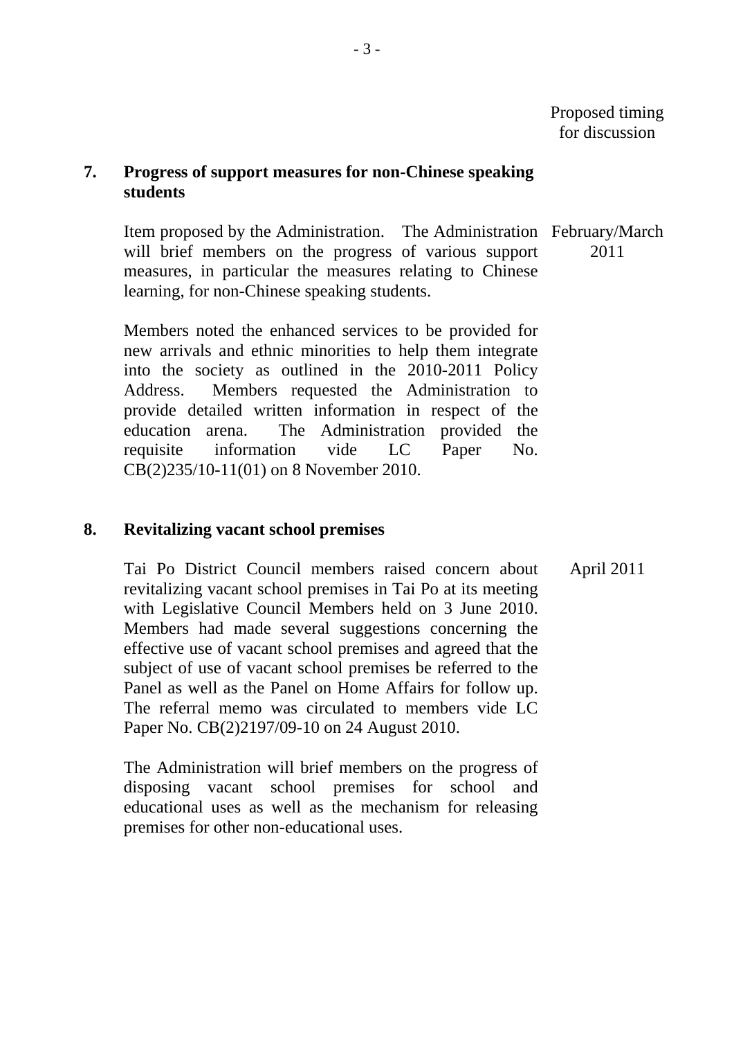Proposed timing for discussion

**7. Progress of support measures for non-Chinese speaking students**

Item proposed by the Administration. The Administration will brief members on the progress of various support measures, in particular the measures relating to Chinese learning, for non-Chinese speaking students. — February/March 2011

Members noted the enhanced services to be provided for new arrivals and ethnic minorities to help them integrate into the society as outlined in the 2010-2011 Policy Address. Members requested the Administration to provide detailed written information in respect of the education arena. The Administration provided the requisite information vide LC Paper No. CB(2)235/10-11(01) on 8 November 2010.

**8. Revitalizing vacant school premises**

Tai Po District Council members raised concern about revitalizing vacant school premises in Tai Po at its meeting with Legislative Council Members held on 3 June 2010. Members had made several suggestions concerning the effective use of vacant school premises and agreed that the subject of use of vacant school premises be referred to the Panel as well as the Panel on Home Affairs for follow up. The referral memo was circulated to members vide LC Paper No. CB(2)2197/09-10 on 24 August 2010. — April 2011

The Administration will brief members on the progress of disposing vacant school premises for school and educational uses as well as the mechanism for releasing premises for other non-educational uses.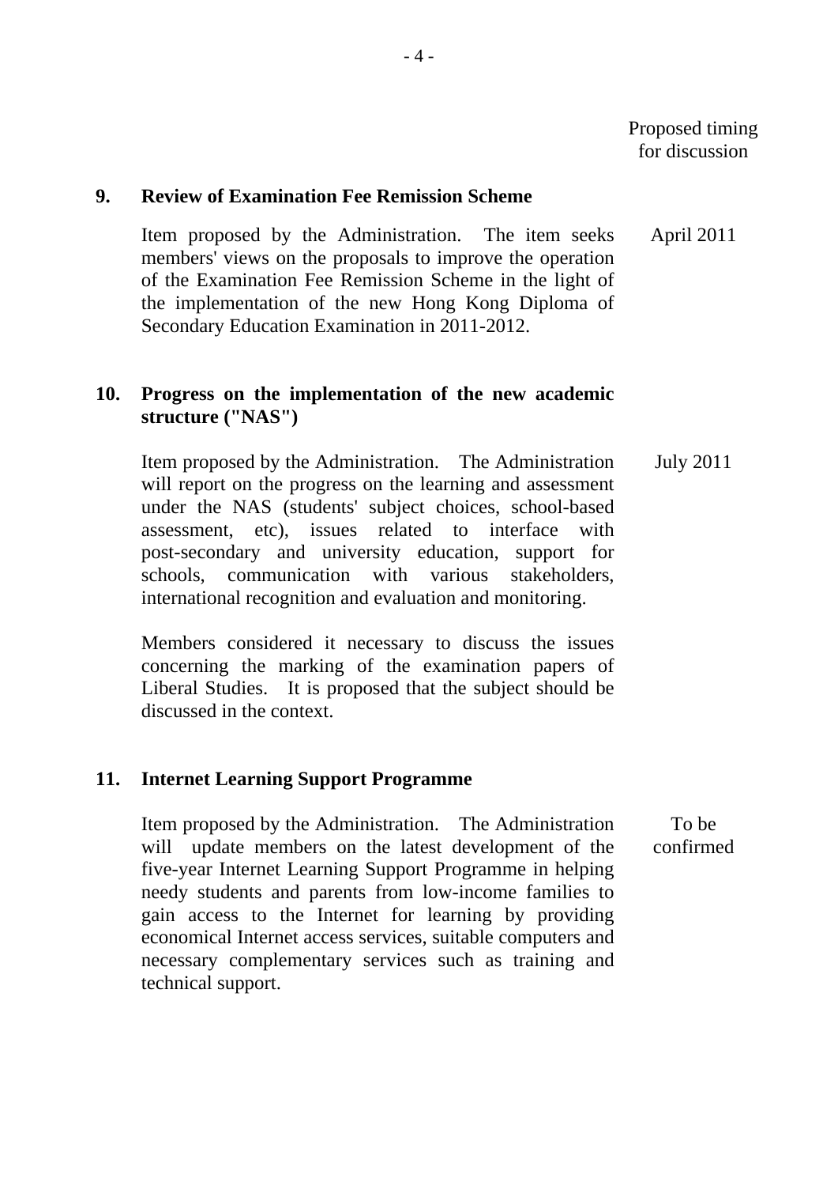Proposed timing for discussion

**9. Review of Examination Fee Remission Scheme**

Item proposed by the Administration. The item seeks members' views on the proposals to improve the operation of the Examination Fee Remission Scheme in the light of the implementation of the new Hong Kong Diploma of Secondary Education Examination in 2011-2012. — April 2011

**10. Progress on the implementation of the new academic structure ("NAS")**

Item proposed by the Administration. The Administration will report on the progress on the learning and assessment under the NAS (students' subject choices, school-based assessment, etc), issues related to interface with post-secondary and university education, support for schools, communication with various stakeholders, international recognition and evaluation and monitoring. — July 2011

Members considered it necessary to discuss the issues concerning the marking of the examination papers of Liberal Studies. It is proposed that the subject should be discussed in the context.

**11. Internet Learning Support Programme**

Item proposed by the Administration. The Administration will update members on the latest development of the five-year Internet Learning Support Programme in helping needy students and parents from low-income families to gain access to the Internet for learning by providing economical Internet access services, suitable computers and necessary complementary services such as training and technical support. — To be confirmed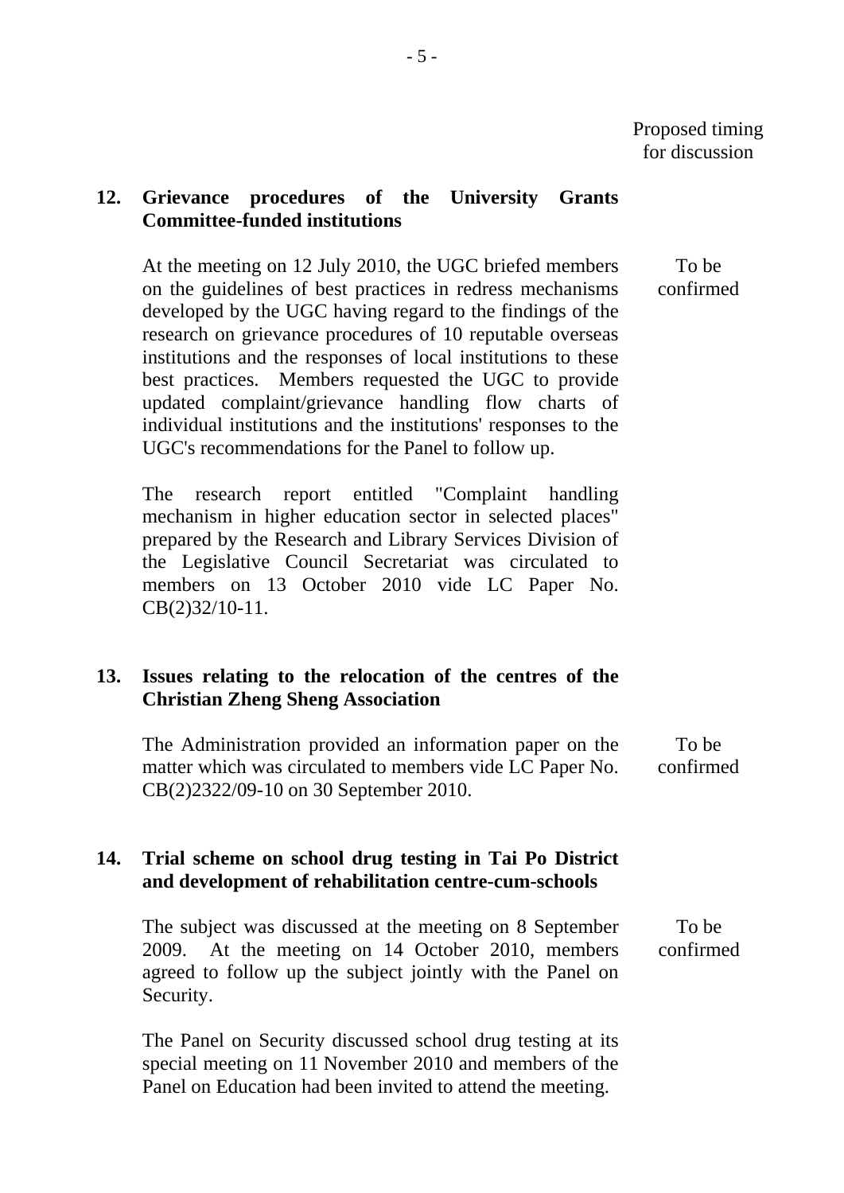Proposed timing for discussion

**12. Grievance procedures of the University Grants Committee-funded institutions**

At the meeting on 12 July 2010, the UGC briefed members on the guidelines of best practices in redress mechanisms developed by the UGC having regard to the findings of the research on grievance procedures of 10 reputable overseas institutions and the responses of local institutions to these best practices. Members requested the UGC to provide updated complaint/grievance handling flow charts of individual institutions and the institutions' responses to the UGC's recommendations for the Panel to follow up. — To be confirmed

The research report entitled "Complaint handling mechanism in higher education sector in selected places" prepared by the Research and Library Services Division of the Legislative Council Secretariat was circulated to members on 13 October 2010 vide LC Paper No. CB(2)32/10-11.

**13. Issues relating to the relocation of the centres of the Christian Zheng Sheng Association**

The Administration provided an information paper on the matter which was circulated to members vide LC Paper No. CB(2)2322/09-10 on 30 September 2010. — To be confirmed

**14. Trial scheme on school drug testing in Tai Po District and development of rehabilitation centre-cum-schools**

The subject was discussed at the meeting on 8 September 2009. At the meeting on 14 October 2010, members agreed to follow up the subject jointly with the Panel on Security. — To be confirmed

The Panel on Security discussed school drug testing at its special meeting on 11 November 2010 and members of the Panel on Education had been invited to attend the meeting.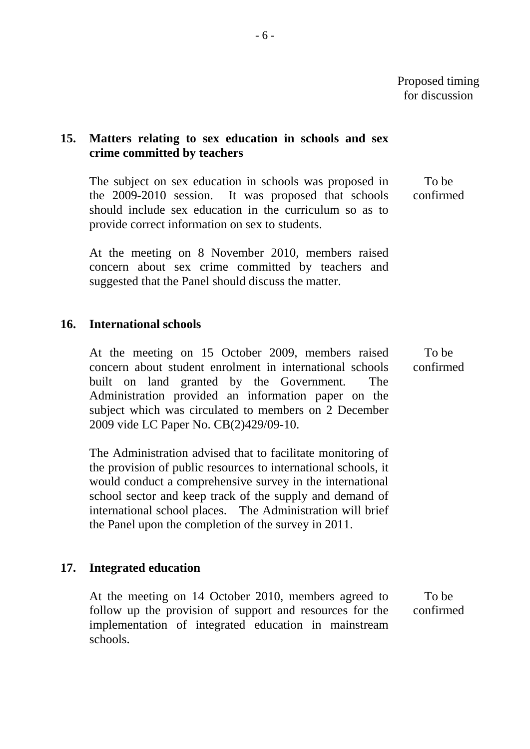| | Proposed timing for discussion |
|---|---|
| **15. Matters relating to sex education in schools and sex crime committed by teachers** | |
| The subject on sex education in schools was proposed in the 2009-2010 session. It was proposed that schools should include sex education in the curriculum so as to provide correct information on sex to students. | To be confirmed |
| At the meeting on 8 November 2010, members raised concern about sex crime committed by teachers and suggested that the Panel should discuss the matter. | |
| **16. International schools** | |
| At the meeting on 15 October 2009, members raised concern about student enrolment in international schools built on land granted by the Government. The Administration provided an information paper on the subject which was circulated to members on 2 December 2009 vide LC Paper No. CB(2)429/09-10. | To be confirmed |
| The Administration advised that to facilitate monitoring of the provision of public resources to international schools, it would conduct a comprehensive survey in the international school sector and keep track of the supply and demand of international school places. The Administration will brief the Panel upon the completion of the survey in 2011. | |
| **17. Integrated education** | |
| At the meeting on 14 October 2010, members agreed to follow up the provision of support and resources for the implementation of integrated education in mainstream schools. | To be confirmed |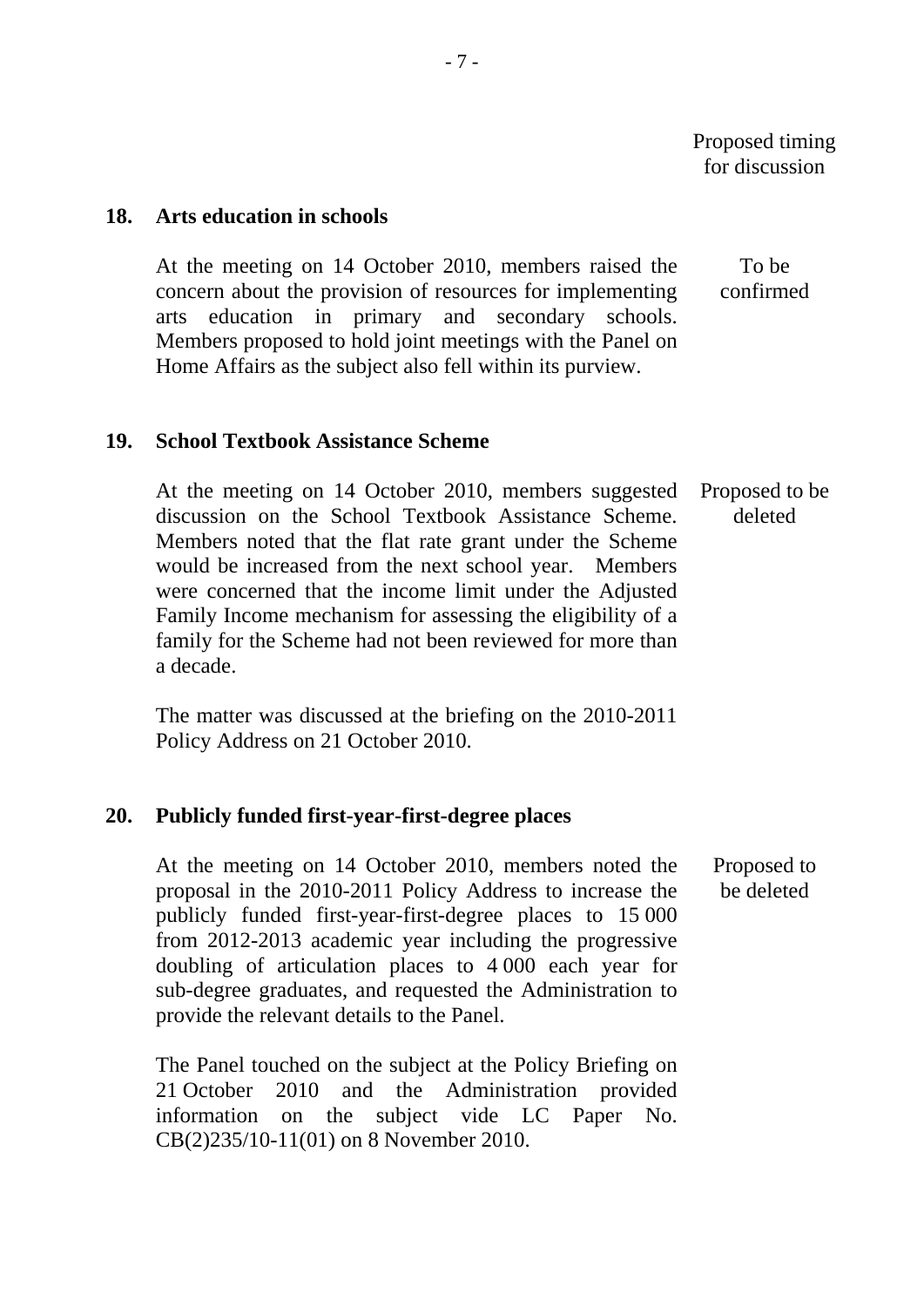| | | Proposed timing for discussion |
|---|---|---|
| **18.** | **Arts education in schools** | |
| | At the meeting on 14 October 2010, members raised the concern about the provision of resources for implementing arts education in primary and secondary schools. Members proposed to hold joint meetings with the Panel on Home Affairs as the subject also fell within its purview. | To be confirmed |
| **19.** | **School Textbook Assistance Scheme** | |
| | At the meeting on 14 October 2010, members suggested discussion on the School Textbook Assistance Scheme. Members noted that the flat rate grant under the Scheme would be increased from the next school year. Members were concerned that the income limit under the Adjusted Family Income mechanism for assessing the eligibility of a family for the Scheme had not been reviewed for more than a decade.<br><br>The matter was discussed at the briefing on the 2010-2011 Policy Address on 21 October 2010. | Proposed to be deleted |
| **20.** | **Publicly funded first-year-first-degree places** | |
| | At the meeting on 14 October 2010, members noted the proposal in the 2010-2011 Policy Address to increase the publicly funded first-year-first-degree places to 15 000 from 2012-2013 academic year including the progressive doubling of articulation places to 4 000 each year for sub-degree graduates, and requested the Administration to provide the relevant details to the Panel.<br><br>The Panel touched on the subject at the Policy Briefing on 21 October 2010 and the Administration provided information on the subject vide LC Paper No. CB(2)235/10-11(01) on 8 November 2010. | Proposed to be deleted |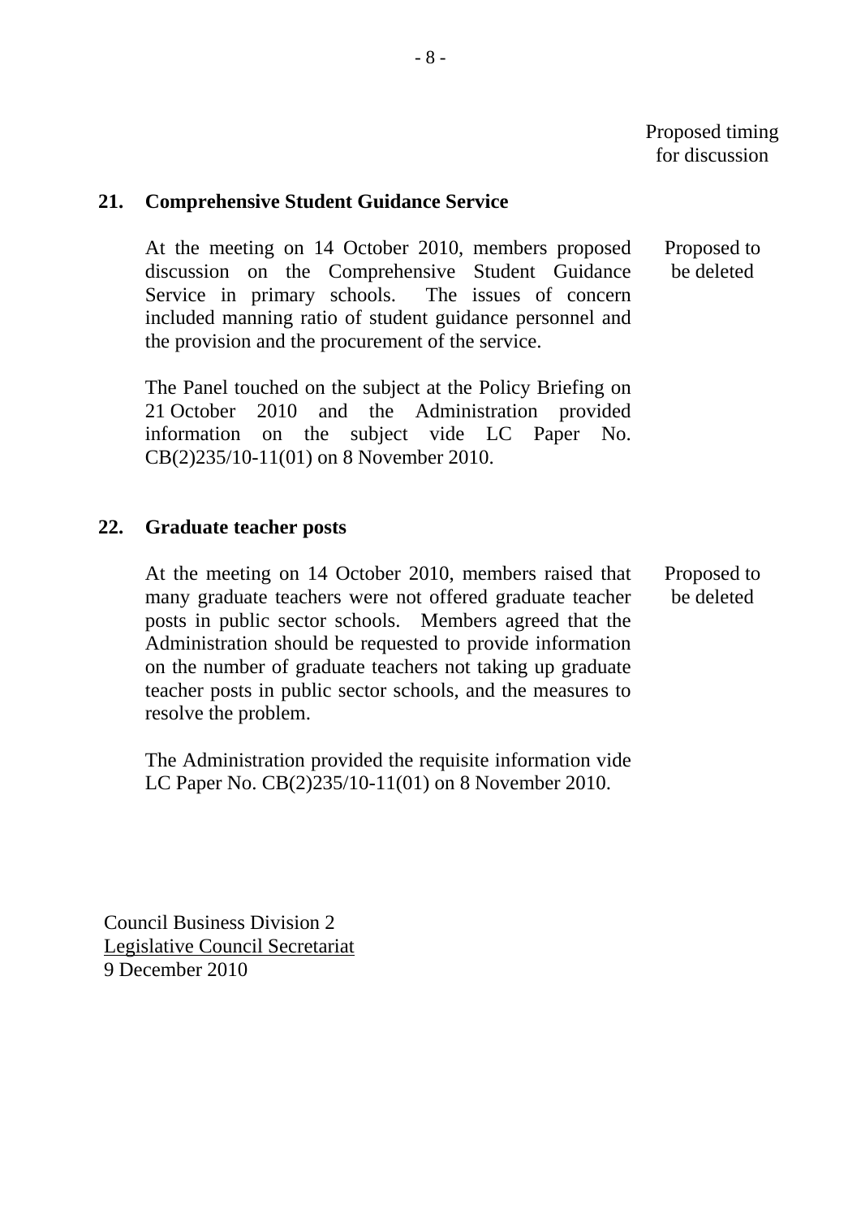Proposed timing for discussion

**21. Comprehensive Student Guidance Service**

At the meeting on 14 October 2010, members proposed discussion on the Comprehensive Student Guidance Service in primary schools. The issues of concern included manning ratio of student guidance personnel and the provision and the procurement of the service.

Proposed to be deleted

The Panel touched on the subject at the Policy Briefing on 21 October 2010 and the Administration provided information on the subject vide LC Paper No. CB(2)235/10-11(01) on 8 November 2010.

**22. Graduate teacher posts**

At the meeting on 14 October 2010, members raised that many graduate teachers were not offered graduate teacher posts in public sector schools. Members agreed that the Administration should be requested to provide information on the number of graduate teachers not taking up graduate teacher posts in public sector schools, and the measures to resolve the problem.

Proposed to be deleted

The Administration provided the requisite information vide LC Paper No. CB(2)235/10-11(01) on 8 November 2010.

Council Business Division 2
Legislative Council Secretariat
9 December 2010